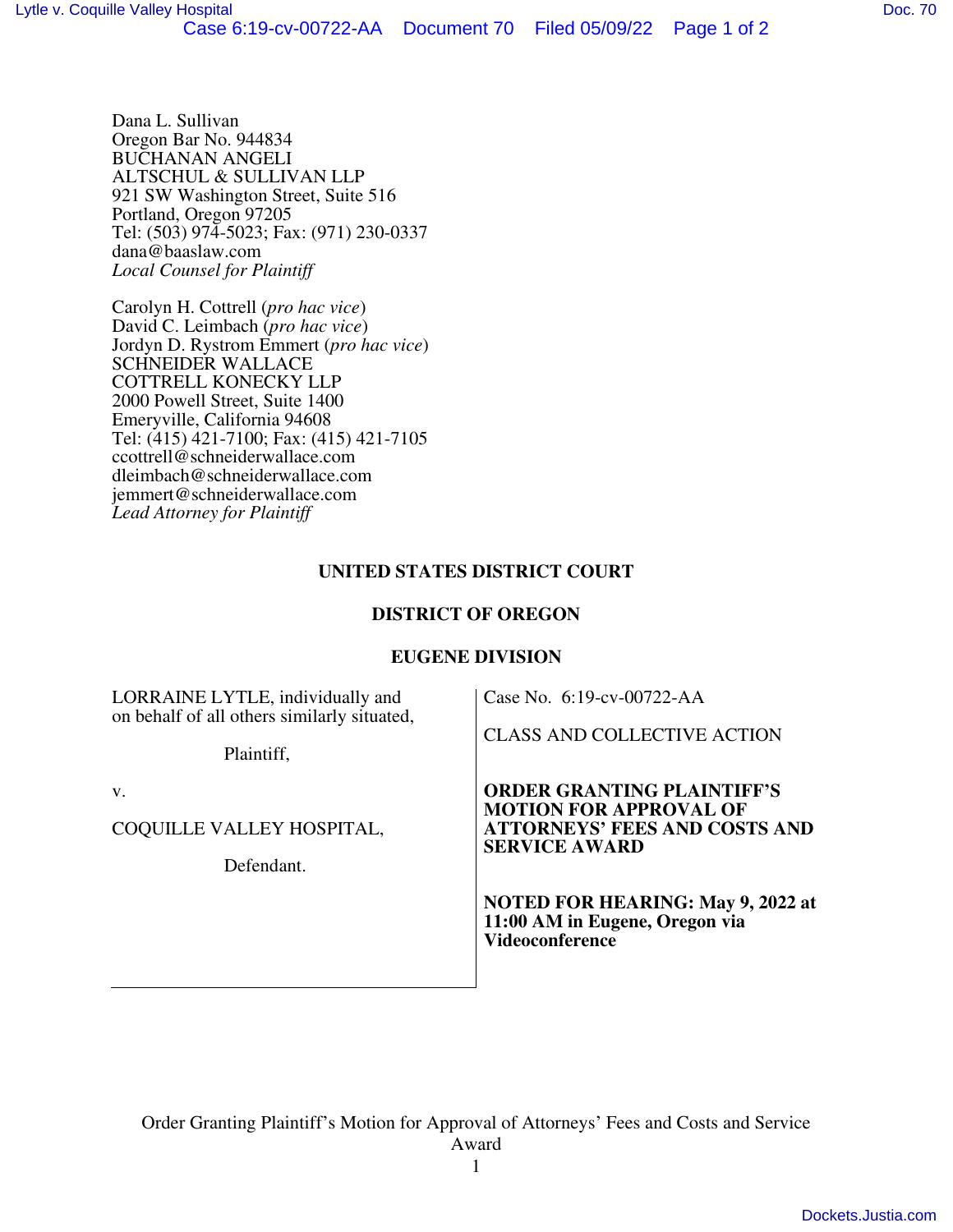Dana L. Sullivan
Oregon Bar No. 944834
BUCHANAN ANGELI
ALTSCHUL & SULLIVAN LLP
921 SW Washington Street, Suite 516
Portland, Oregon 97205
Tel: (503) 974-5023; Fax: (971) 230-0337
dana@baaslaw.com
*Local Counsel for Plaintiff*

Carolyn H. Cottrell (*pro hac vice*)
David C. Leimbach (*pro hac vice*)
Jordyn D. Rystrom Emmert (*pro hac vice*)
SCHNEIDER WALLACE
COTTRELL KONECKY LLP
2000 Powell Street, Suite 1400
Emeryville, California 94608
Tel: (415) 421-7100; Fax: (415) 421-7105
ccottrell@schneiderwallace.com
dleimbach@schneiderwallace.com
jemmert@schneiderwallace.com
*Lead Attorney for Plaintiff*

**UNITED STATES DISTRICT COURT**

**DISTRICT OF OREGON**

**EUGENE DIVISION**

LORRAINE LYTLE, individually and on behalf of all others similarly situated,

Plaintiff,

v.

COQUILLE VALLEY HOSPITAL,

Defendant.

Case No. 6:19-cv-00722-AA

CLASS AND COLLECTIVE ACTION

**ORDER GRANTING PLAINTIFF'S MOTION FOR APPROVAL OF ATTORNEYS' FEES AND COSTS AND SERVICE AWARD**

**NOTED FOR HEARING: May 9, 2022 at 11:00 AM in Eugene, Oregon via Videoconference**

Order Granting Plaintiff's Motion for Approval of Attorneys' Fees and Costs and Service Award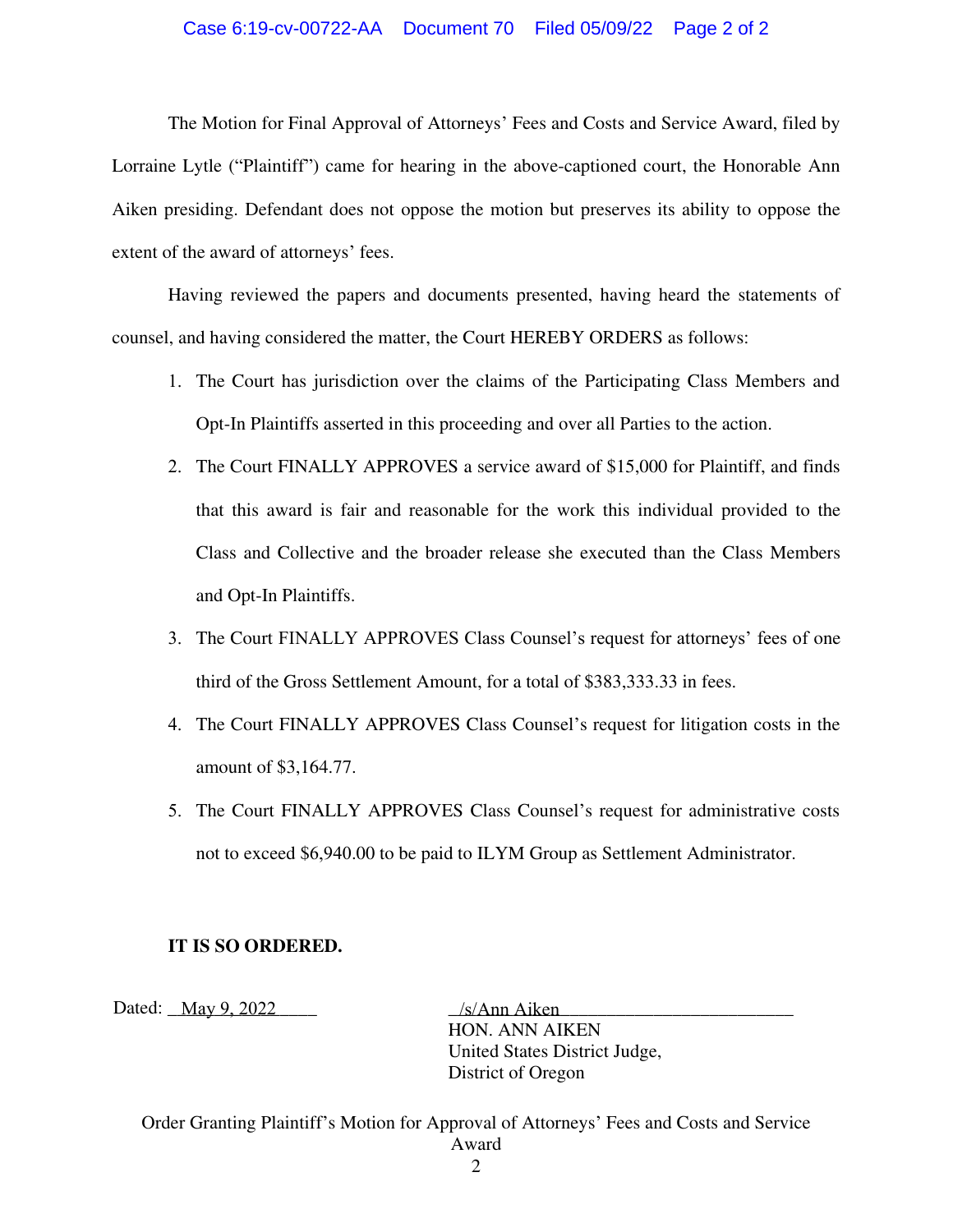The Motion for Final Approval of Attorneys' Fees and Costs and Service Award, filed by Lorraine Lytle ("Plaintiff") came for hearing in the above-captioned court, the Honorable Ann Aiken presiding. Defendant does not oppose the motion but preserves its ability to oppose the extent of the award of attorneys' fees.

Having reviewed the papers and documents presented, having heard the statements of counsel, and having considered the matter, the Court HEREBY ORDERS as follows:

1. The Court has jurisdiction over the claims of the Participating Class Members and Opt-In Plaintiffs asserted in this proceeding and over all Parties to the action.
2. The Court FINALLY APPROVES a service award of $15,000 for Plaintiff, and finds that this award is fair and reasonable for the work this individual provided to the Class and Collective and the broader release she executed than the Class Members and Opt-In Plaintiffs.
3. The Court FINALLY APPROVES Class Counsel's request for attorneys' fees of one third of the Gross Settlement Amount, for a total of $383,333.33 in fees.
4. The Court FINALLY APPROVES Class Counsel's request for litigation costs in the amount of $3,164.77.
5. The Court FINALLY APPROVES Class Counsel's request for administrative costs not to exceed $6,940.00 to be paid to ILYM Group as Settlement Administrator.

**IT IS SO ORDERED.**

Dated: May 9, 2022

/s/Ann Aiken
HON. ANN AIKEN
United States District Judge,
District of Oregon

Order Granting Plaintiff's Motion for Approval of Attorneys' Fees and Costs and Service Award